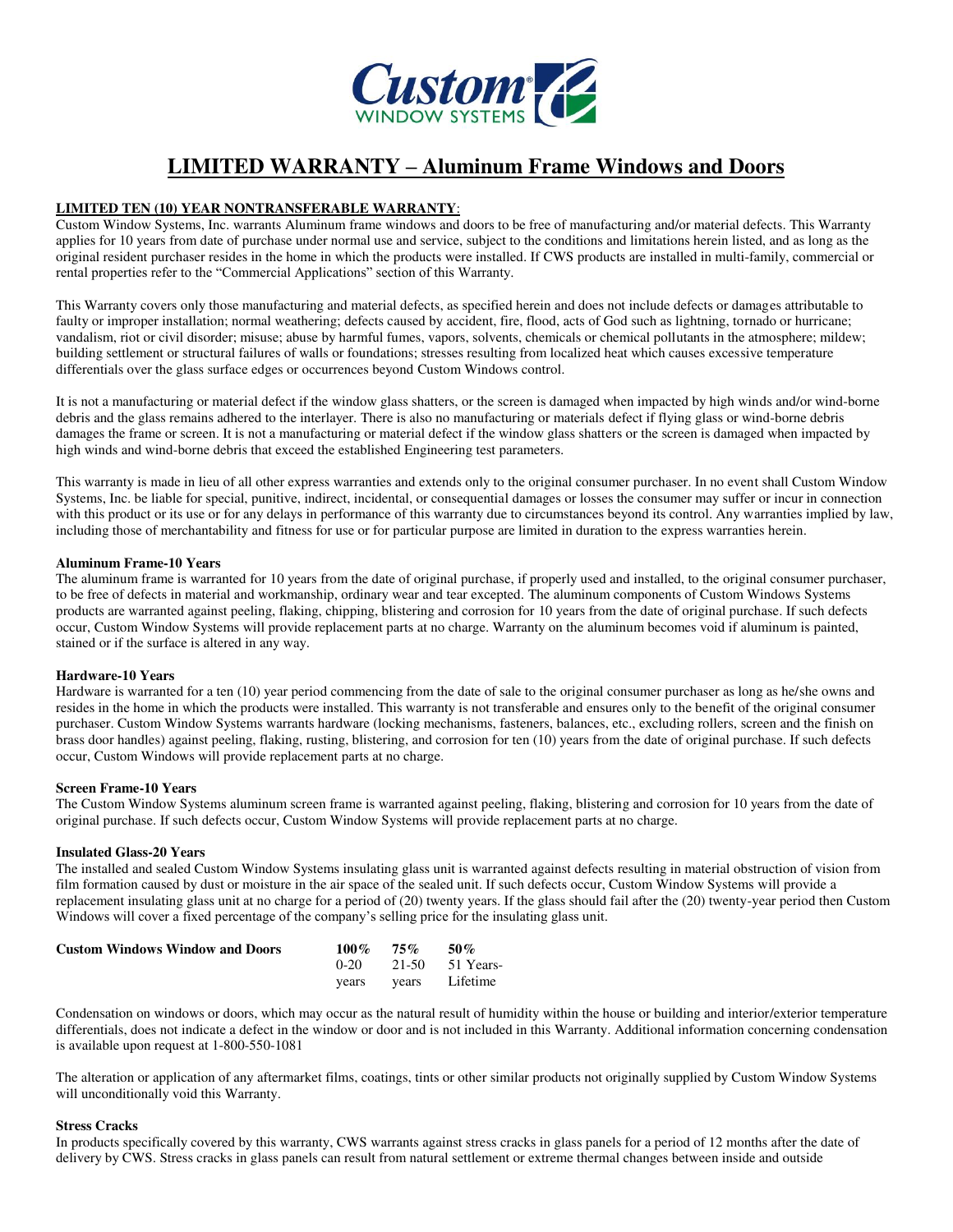Custom WINDOW SYSTEMS

# LIMITED WARRANTY – Aluminum Frame Windows and Doors

**LIMITED TEN (10) YEAR NONTRANSFERABLE WARRANTY**:

Custom Window Systems, Inc. warrants Aluminum frame windows and doors to be free of manufacturing and/or material defects. This Warranty applies for 10 years from date of purchase under normal use and service, subject to the conditions and limitations herein listed, and as long as the original resident purchaser resides in the home in which the products were installed. If CWS products are installed in multi-family, commercial or rental properties refer to the "Commercial Applications" section of this Warranty.

This Warranty covers only those manufacturing and material defects, as specified herein and does not include defects or damages attributable to faulty or improper installation; normal weathering; defects caused by accident, fire, flood, acts of God such as lightning, tornado or hurricane; vandalism, riot or civil disorder; misuse; abuse by harmful fumes, vapors, solvents, chemicals or chemical pollutants in the atmosphere; mildew; building settlement or structural failures of walls or foundations; stresses resulting from localized heat which causes excessive temperature differentials over the glass surface edges or occurrences beyond Custom Windows control.

It is not a manufacturing or material defect if the window glass shatters, or the screen is damaged when impacted by high winds and/or wind-borne debris and the glass remains adhered to the interlayer. There is also no manufacturing or materials defect if flying glass or wind-borne debris damages the frame or screen. It is not a manufacturing or material defect if the window glass shatters or the screen is damaged when impacted by high winds and wind-borne debris that exceed the established Engineering test parameters.

This warranty is made in lieu of all other express warranties and extends only to the original consumer purchaser. In no event shall Custom Window Systems, Inc. be liable for special, punitive, indirect, incidental, or consequential damages or losses the consumer may suffer or incur in connection with this product or its use or for any delays in performance of this warranty due to circumstances beyond its control. Any warranties implied by law, including those of merchantability and fitness for use or for particular purpose are limited in duration to the express warranties herein.

**Aluminum Frame-10 Years**

The aluminum frame is warranted for 10 years from the date of original purchase, if properly used and installed, to the original consumer purchaser, to be free of defects in material and workmanship, ordinary wear and tear excepted. The aluminum components of Custom Windows Systems products are warranted against peeling, flaking, chipping, blistering and corrosion for 10 years from the date of original purchase. If such defects occur, Custom Window Systems will provide replacement parts at no charge. Warranty on the aluminum becomes void if aluminum is painted, stained or if the surface is altered in any way.

**Hardware-10 Years**

Hardware is warranted for a ten (10) year period commencing from the date of sale to the original consumer purchaser as long as he/she owns and resides in the home in which the products were installed. This warranty is not transferable and ensures only to the benefit of the original consumer purchaser. Custom Window Systems warrants hardware (locking mechanisms, fasteners, balances, etc., excluding rollers, screen and the finish on brass door handles) against peeling, flaking, rusting, blistering, and corrosion for ten (10) years from the date of original purchase. If such defects occur, Custom Windows will provide replacement parts at no charge.

**Screen Frame-10 Years**

The Custom Window Systems aluminum screen frame is warranted against peeling, flaking, blistering and corrosion for 10 years from the date of original purchase. If such defects occur, Custom Window Systems will provide replacement parts at no charge.

**Insulated Glass-20 Years**

The installed and sealed Custom Window Systems insulating glass unit is warranted against defects resulting in material obstruction of vision from film formation caused by dust or moisture in the air space of the sealed unit. If such defects occur, Custom Window Systems will provide a replacement insulating glass unit at no charge for a period of (20) twenty years. If the glass should fail after the (20) twenty-year period then Custom Windows will cover a fixed percentage of the company's selling price for the insulating glass unit.

| **Custom Windows Window and Doors** | **100%** | **75%** | **50%** |
|---|---|---|---|
| | 0-20 years | 21-50 years | 51 Years-Lifetime |

Condensation on windows or doors, which may occur as the natural result of humidity within the house or building and interior/exterior temperature differentials, does not indicate a defect in the window or door and is not included in this Warranty. Additional information concerning condensation is available upon request at 1-800-550-1081

The alteration or application of any aftermarket films, coatings, tints or other similar products not originally supplied by Custom Window Systems will unconditionally void this Warranty.

**Stress Cracks**

In products specifically covered by this warranty, CWS warrants against stress cracks in glass panels for a period of 12 months after the date of delivery by CWS. Stress cracks in glass panels can result from natural settlement or extreme thermal changes between inside and outside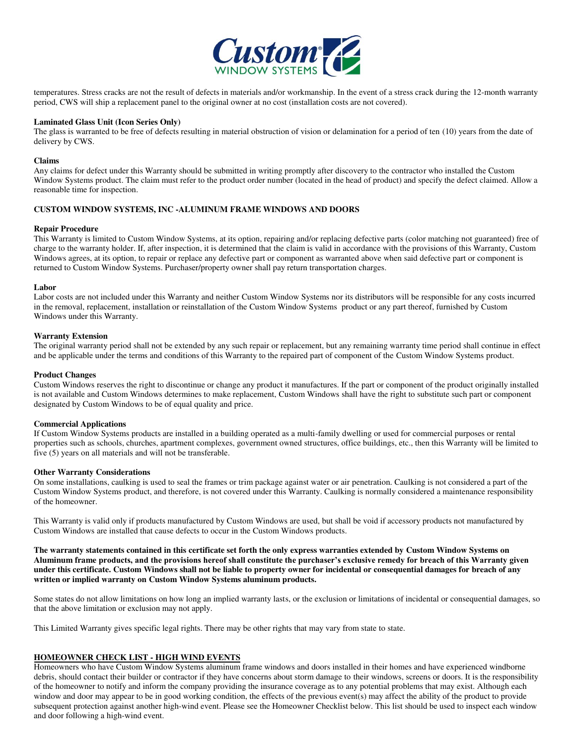temperatures. Stress cracks are not the result of defects in materials and/or workmanship. In the event of a stress crack during the 12-month warranty period, CWS will ship a replacement panel to the original owner at no cost (installation costs are not covered).

**Laminated Glass Unit (Icon Series Only)**

The glass is warranted to be free of defects resulting in material obstruction of vision or delamination for a period of ten (10) years from the date of delivery by CWS.

**Claims**

Any claims for defect under this Warranty should be submitted in writing promptly after discovery to the contractor who installed the Custom Window Systems product. The claim must refer to the product order number (located in the head of product) and specify the defect claimed. Allow a reasonable time for inspection.

**CUSTOM WINDOW SYSTEMS, INC -ALUMINUM FRAME WINDOWS AND DOORS**

**Repair Procedure**

This Warranty is limited to Custom Window Systems, at its option, repairing and/or replacing defective parts (color matching not guaranteed) free of charge to the warranty holder. If, after inspection, it is determined that the claim is valid in accordance with the provisions of this Warranty, Custom Windows agrees, at its option, to repair or replace any defective part or component as warranted above when said defective part or component is returned to Custom Window Systems. Purchaser/property owner shall pay return transportation charges.

**Labor**

Labor costs are not included under this Warranty and neither Custom Window Systems nor its distributors will be responsible for any costs incurred in the removal, replacement, installation or reinstallation of the Custom Window Systems product or any part thereof, furnished by Custom Windows under this Warranty.

**Warranty Extension**

The original warranty period shall not be extended by any such repair or replacement, but any remaining warranty time period shall continue in effect and be applicable under the terms and conditions of this Warranty to the repaired part of component of the Custom Window Systems product.

**Product Changes**

Custom Windows reserves the right to discontinue or change any product it manufactures. If the part or component of the product originally installed is not available and Custom Windows determines to make replacement, Custom Windows shall have the right to substitute such part or component designated by Custom Windows to be of equal quality and price.

**Commercial Applications**

If Custom Window Systems products are installed in a building operated as a multi-family dwelling or used for commercial purposes or rental properties such as schools, churches, apartment complexes, government owned structures, office buildings, etc., then this Warranty will be limited to five (5) years on all materials and will not be transferable.

**Other Warranty Considerations**

On some installations, caulking is used to seal the frames or trim package against water or air penetration. Caulking is not considered a part of the Custom Window Systems product, and therefore, is not covered under this Warranty. Caulking is normally considered a maintenance responsibility of the homeowner.

This Warranty is valid only if products manufactured by Custom Windows are used, but shall be void if accessory products not manufactured by Custom Windows are installed that cause defects to occur in the Custom Windows products.

**The warranty statements contained in this certificate set forth the only express warranties extended by Custom Window Systems on Aluminum frame products, and the provisions hereof shall constitute the purchaser's exclusive remedy for breach of this Warranty given under this certificate. Custom Windows shall not be liable to property owner for incidental or consequential damages for breach of any written or implied warranty on Custom Window Systems aluminum products.**

Some states do not allow limitations on how long an implied warranty lasts, or the exclusion or limitations of incidental or consequential damages, so that the above limitation or exclusion may not apply.

This Limited Warranty gives specific legal rights. There may be other rights that may vary from state to state.

**HOMEOWNER CHECK LIST - HIGH WIND EVENTS**

Homeowners who have Custom Window Systems aluminum frame windows and doors installed in their homes and have experienced windborne debris, should contact their builder or contractor if they have concerns about storm damage to their windows, screens or doors. It is the responsibility of the homeowner to notify and inform the company providing the insurance coverage as to any potential problems that may exist. Although each window and door may appear to be in good working condition, the effects of the previous event(s) may affect the ability of the product to provide subsequent protection against another high-wind event. Please see the Homeowner Checklist below. This list should be used to inspect each window and door following a high-wind event.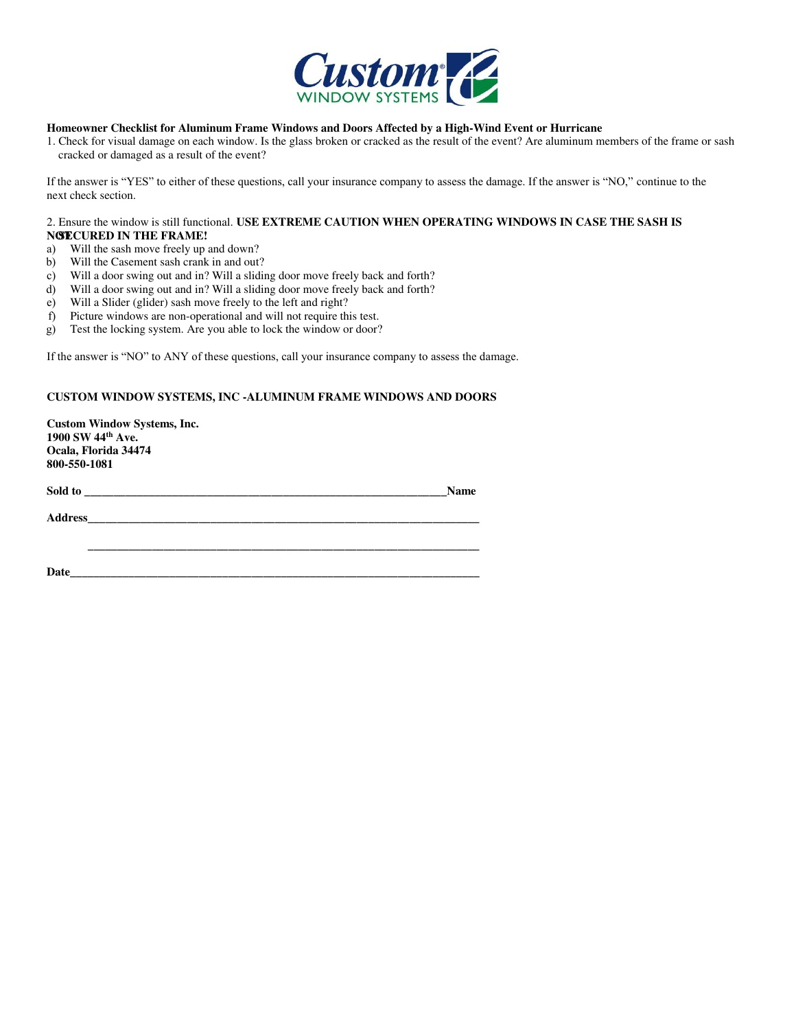**Homeowner Checklist for Aluminum Frame Windows and Doors Affected by a High-Wind Event or Hurricane**

1. Check for visual damage on each window. Is the glass broken or cracked as the result of the event? Are aluminum members of the frame or sash cracked or damaged as a result of the event?

If the answer is "YES" to either of these questions, call your insurance company to assess the damage. If the answer is "NO," continue to the next check section.

2. Ensure the window is still functional. **USE EXTREME CAUTION WHEN OPERATING WINDOWS IN CASE THE SASH IS NOT SECURED IN THE FRAME!**

a) Will the sash move freely up and down?
b) Will the Casement sash crank in and out?
c) Will a door swing out and in? Will a sliding door move freely back and forth?
d) Will a door swing out and in? Will a sliding door move freely back and forth?
e) Will a Slider (glider) sash move freely to the left and right?
f) Picture windows are non-operational and will not require this test.
g) Test the locking system. Are you able to lock the window or door?

If the answer is "NO" to ANY of these questions, call your insurance company to assess the damage.

**CUSTOM WINDOW SYSTEMS, INC -ALUMINUM FRAME WINDOWS AND DOORS**

**Custom Window Systems, Inc.**
**1900 SW 44th Ave.**
**Ocala, Florida 34474**
**800-550-1081**

**Sold to** ______________________________________________ **Name**

**Address**______________________________________________

______________________________________________

**Date**______________________________________________